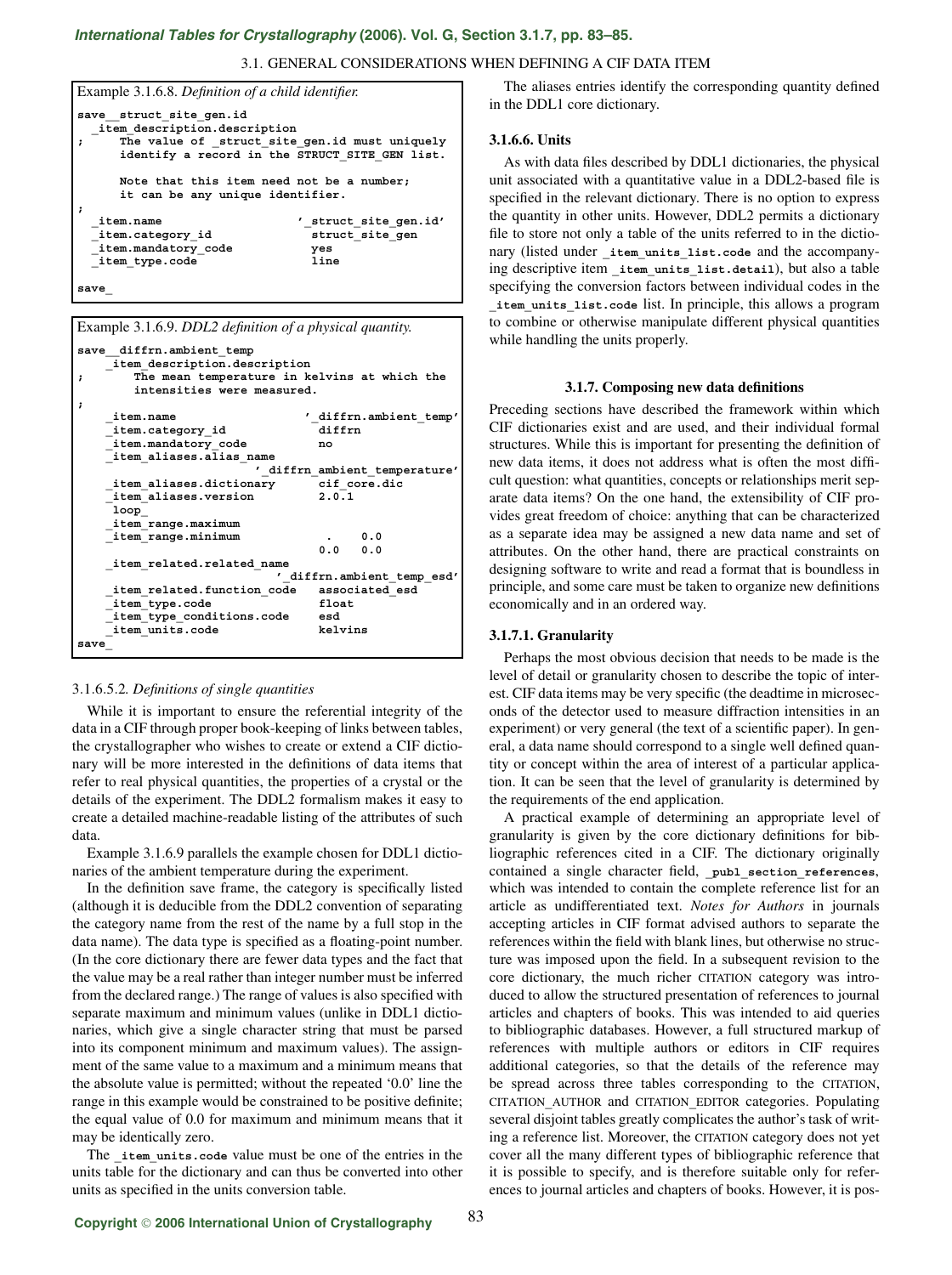Example 3.1.6.8. *Definition of a child identifier.*

```
save__struct_site_gen.id
  _item_description.description
;     The value of _struct_site_gen.id must uniquely
      identify a record in the STRUCT_SITE_GEN list.

      Note that this item need not be a number;
      it can be any unique identifier.
;
  _item.name                        '_struct_site_gen.id'
  _item.category_id                   struct_site_gen
  _item.mandatory_code                yes
  _item_type.code                     line

save_
```

Example 3.1.6.9. *DDL2 definition of a physical quantity.*

```
save__diffrn.ambient_temp
    _item_description.description
;       The mean temperature in kelvins at which the
        intensities were measured.
;
    _item.name                      '_diffrn.ambient_temp'
    _item.category_id                 diffrn
    _item.mandatory_code              no
    _item_aliases.alias_name
                            '_diffrn_ambient_temperature'
    _item_aliases.dictionary          cif_core.dic
    _item_aliases.version             2.0.1
    loop_
    _item_range.maximum
    _item_range.minimum                .    0.0
                                      0.0   0.0
    _item_related.related_name
                               '_diffrn.ambient_temp_esd'
    _item_related.function_code       associated_esd
    _item_type.code                   float
    _item_type_conditions.code        esd
    _item_units.code                  kelvins
save_
```

3.1.6.5.2. *Definitions of single quantities*

While it is important to ensure the referential integrity of the data in a CIF through proper book-keeping of links between tables, the crystallographer who wishes to create or extend a CIF dictionary will be more interested in the definitions of data items that refer to real physical quantities, the properties of a crystal or the details of the experiment. The DDL2 formalism makes it easy to create a detailed machine-readable listing of the attributes of such data.

Example 3.1.6.9 parallels the example chosen for DDL1 dictionaries of the ambient temperature during the experiment.

In the definition save frame, the category is specifically listed (although it is deducible from the DDL2 convention of separating the category name from the rest of the name by a full stop in the data name). The data type is specified as a floating-point number. (In the core dictionary there are fewer data types and the fact that the value may be a real rather than integer number must be inferred from the declared range.) The range of values is also specified with separate maximum and minimum values (unlike in DDL1 dictionaries, which give a single character string that must be parsed into its component minimum and maximum values). The assignment of the same value to a maximum and a minimum means that the absolute value is permitted; without the repeated '0.0' line the range in this example would be constrained to be positive definite; the equal value of 0.0 for maximum and minimum means that it may be identically zero.

The **_item_units.code** value must be one of the entries in the units table for the dictionary and can thus be converted into other units as specified in the units conversion table.

The aliases entries identify the corresponding quantity defined in the DDL1 core dictionary.

### 3.1.6.6. Units

As with data files described by DDL1 dictionaries, the physical unit associated with a quantitative value in a DDL2-based file is specified in the relevant dictionary. There is no option to express the quantity in other units. However, DDL2 permits a dictionary file to store not only a table of the units referred to in the dictionary (listed under **_item_units_list.code** and the accompanying descriptive item **_item_units_list.detail**), but also a table specifying the conversion factors between individual codes in the **_item_units_list.code** list. In principle, this allows a program to combine or otherwise manipulate different physical quantities while handling the units properly.

## 3.1.7. Composing new data definitions

Preceding sections have described the framework within which CIF dictionaries exist and are used, and their individual formal structures. While this is important for presenting the definition of new data items, it does not address what is often the most difficult question: what quantities, concepts or relationships merit separate data items? On the one hand, the extensibility of CIF provides great freedom of choice: anything that can be characterized as a separate idea may be assigned a new data name and set of attributes. On the other hand, there are practical constraints on designing software to write and read a format that is boundless in principle, and some care must be taken to organize new definitions economically and in an ordered way.

### 3.1.7.1. Granularity

Perhaps the most obvious decision that needs to be made is the level of detail or granularity chosen to describe the topic of interest. CIF data items may be very specific (the deadtime in microseconds of the detector used to measure diffraction intensities in an experiment) or very general (the text of a scientific paper). In general, a data name should correspond to a single well defined quantity or concept within the area of interest of a particular application. It can be seen that the level of granularity is determined by the requirements of the end application.

A practical example of determining an appropriate level of granularity is given by the core dictionary definitions for bibliographic references cited in a CIF. The dictionary originally contained a single character field, **_publ_section_references**, which was intended to contain the complete reference list for an article as undifferentiated text. *Notes for Authors* in journals accepting articles in CIF format advised authors to separate the references within the field with blank lines, but otherwise no structure was imposed upon the field. In a subsequent revision to the core dictionary, the much richer CITATION category was introduced to allow the structured presentation of references to journal articles and chapters of books. This was intended to aid queries to bibliographic databases. However, a full structured markup of references with multiple authors or editors in CIF requires additional categories, so that the details of the reference may be spread across three tables corresponding to the CITATION, CITATION_AUTHOR and CITATION_EDITOR categories. Populating several disjoint tables greatly complicates the author's task of writing a reference list. Moreover, the CITATION category does not yet cover all the many different types of bibliographic reference that it is possible to specify, and is therefore suitable only for references to journal articles and chapters of books. However, it is pos-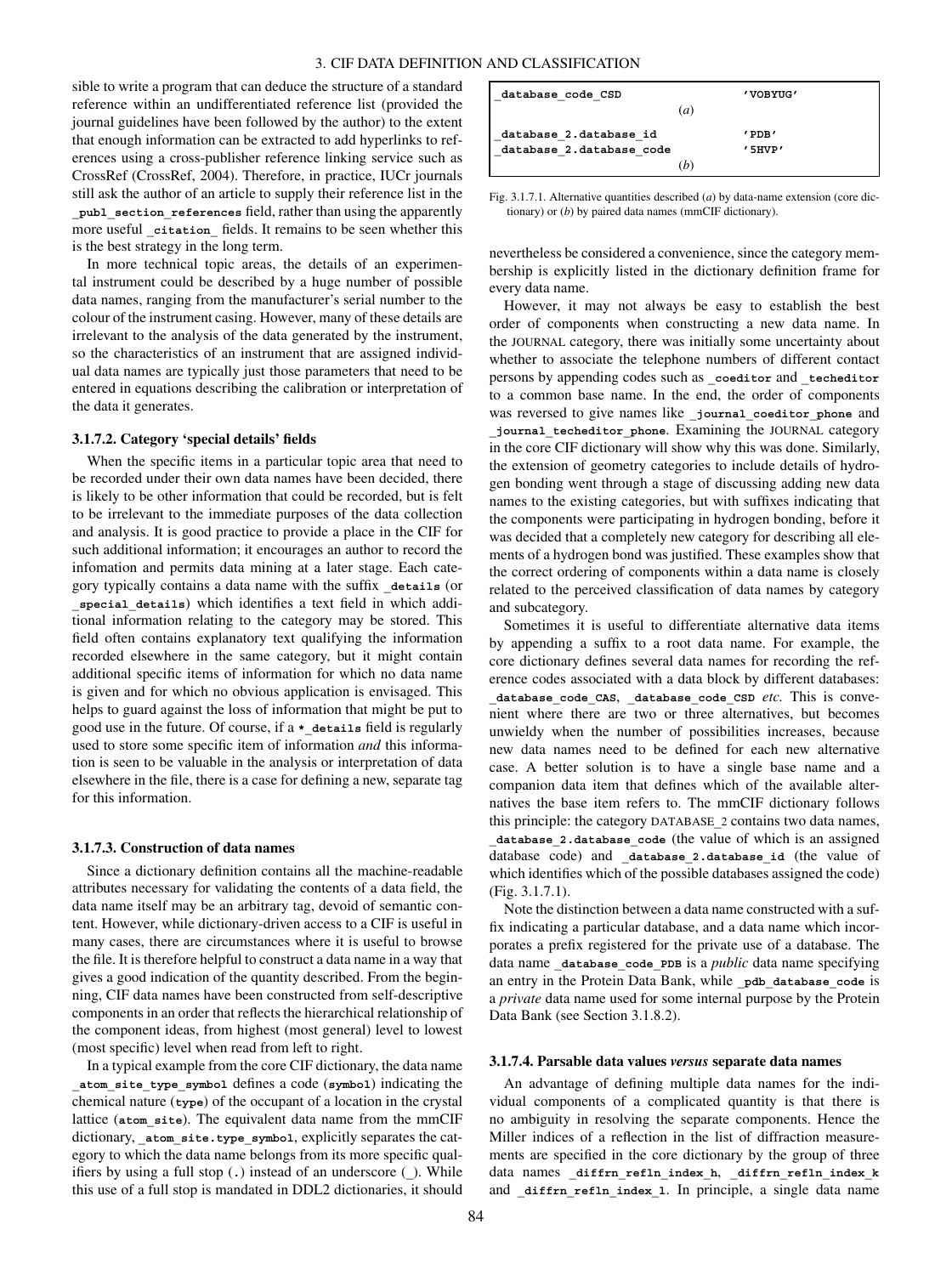sible to write a program that can deduce the structure of a standard reference within an undifferentiated reference list (provided the journal guidelines have been followed by the author) to the extent that enough information can be extracted to add hyperlinks to references using a cross-publisher reference linking service such as CrossRef (CrossRef, 2004). Therefore, in practice, IUCr journals still ask the author of an article to supply their reference list in the **_publ_section_references** field, rather than using the apparently more useful **_citation_** fields. It remains to be seen whether this is the best strategy in the long term.

In more technical topic areas, the details of an experimental instrument could be described by a huge number of possible data names, ranging from the manufacturer's serial number to the colour of the instrument casing. However, many of these details are irrelevant to the analysis of the data generated by the instrument, so the characteristics of an instrument that are assigned individual data names are typically just those parameters that need to be entered in equations describing the calibration or interpretation of the data it generates.

### 3.1.7.2. Category 'special details' fields

When the specific items in a particular topic area that need to be recorded under their own data names have been decided, there is likely to be other information that could be recorded, but is felt to be irrelevant to the immediate purposes of the data collection and analysis. It is good practice to provide a place in the CIF for such additional information; it encourages an author to record the infomation and permits data mining at a later stage. Each category typically contains a data name with the suffix **_details** (or **_special_details**) which identifies a text field in which additional information relating to the category may be stored. This field often contains explanatory text qualifying the information recorded elsewhere in the same category, but it might contain additional specific items of information for which no data name is given and for which no obvious application is envisaged. This helps to guard against the loss of information that might be put to good use in the future. Of course, if a **\*_details** field is regularly used to store some specific item of information *and* this information is seen to be valuable in the analysis or interpretation of data elsewhere in the file, there is a case for defining a new, separate tag for this information.

### 3.1.7.3. Construction of data names

Since a dictionary definition contains all the machine-readable attributes necessary for validating the contents of a data field, the data name itself may be an arbitrary tag, devoid of semantic content. However, while dictionary-driven access to a CIF is useful in many cases, there are circumstances where it is useful to browse the file. It is therefore helpful to construct a data name in a way that gives a good indication of the quantity described. From the beginning, CIF data names have been constructed from self-descriptive components in an order that reflects the hierarchical relationship of the component ideas, from highest (most general) level to lowest (most specific) level when read from left to right.

In a typical example from the core CIF dictionary, the data name **_atom_site_type_symbol** defines a code (**symbol**) indicating the chemical nature (**type**) of the occupant of a location in the crystal lattice (**atom_site**). The equivalent data name from the mmCIF dictionary, **_atom_site.type_symbol**, explicitly separates the category to which the data name belongs from its more specific qualifiers by using a full stop (**.**) instead of an underscore (_). While this use of a full stop is mandated in DDL2 dictionaries, it should nevertheless be considered a convenience, since the category membership is explicitly listed in the dictionary definition frame for every data name.

```
_database_code_CSD                    'VOBYUG'
                        (a)

_database_2.database_id               'PDB'
_database_2.database_code             '5HVP'
                        (b)
```

Fig. 3.1.7.1. Alternative quantities described (*a*) by data-name extension (core dictionary) or (*b*) by paired data names (mmCIF dictionary).

However, it may not always be easy to establish the best order of components when constructing a new data name. In the JOURNAL category, there was initially some uncertainty about whether to associate the telephone numbers of different contact persons by appending codes such as **_coeditor** and **_techeditor** to a common base name. In the end, the order of components was reversed to give names like **_journal_coeditor_phone** and **_journal_techeditor_phone**. Examining the JOURNAL category in the core CIF dictionary will show why this was done. Similarly, the extension of geometry categories to include details of hydrogen bonding went through a stage of discussing adding new data names to the existing categories, but with suffixes indicating that the components were participating in hydrogen bonding, before it was decided that a completely new category for describing all elements of a hydrogen bond was justified. These examples show that the correct ordering of components within a data name is closely related to the perceived classification of data names by category and subcategory.

Sometimes it is useful to differentiate alternative data items by appending a suffix to a root data name. For example, the core dictionary defines several data names for recording the reference codes associated with a data block by different databases: **_database_code_CAS**, **_database_code_CSD** *etc.* This is convenient where there are two or three alternatives, but becomes unwieldy when the number of possibilities increases, because new data names need to be defined for each new alternative case. A better solution is to have a single base name and a companion data item that defines which of the available alternatives the base item refers to. The mmCIF dictionary follows this principle: the category DATABASE_2 contains two data names, **_database_2.database_code** (the value of which is an assigned database code) and **_database_2.database_id** (the value of which identifies which of the possible databases assigned the code) (Fig. 3.1.7.1).

Note the distinction between a data name constructed with a suffix indicating a particular database, and a data name which incorporates a prefix registered for the private use of a database. The data name **_database_code_PDB** is a *public* data name specifying an entry in the Protein Data Bank, while **_pdb_database_code** is a *private* data name used for some internal purpose by the Protein Data Bank (see Section 3.1.8.2).

### 3.1.7.4. Parsable data values *versus* separate data names

An advantage of defining multiple data names for the individual components of a complicated quantity is that there is no ambiguity in resolving the separate components. Hence the Miller indices of a reflection in the list of diffraction measurements are specified in the core dictionary by the group of three data names **_diffrn_refln_index_h**, **_diffrn_refln_index_k** and **_diffrn_refln_index_l**. In principle, a single data name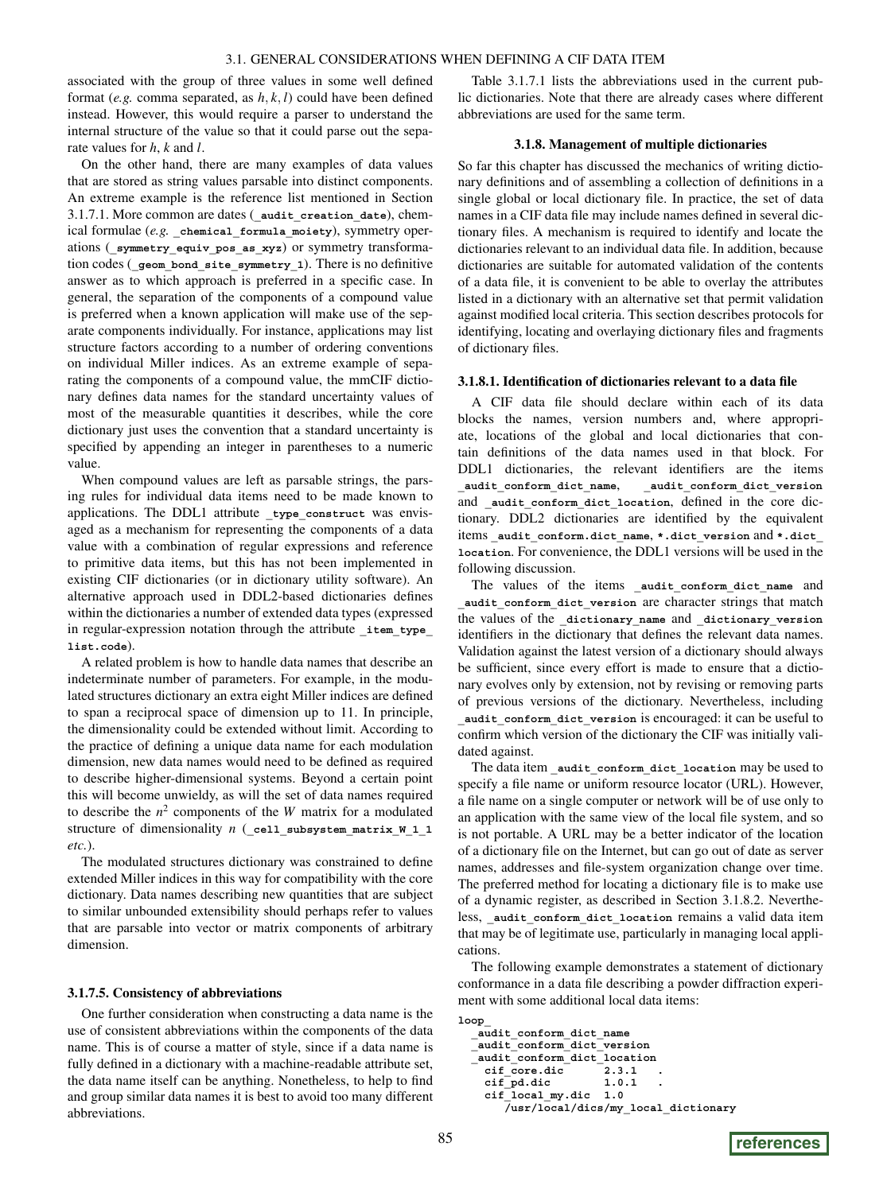associated with the group of three values in some well defined format (*e.g.* comma separated, as $h, k, l$) could have been defined instead. However, this would require a parser to understand the internal structure of the value so that it could parse out the separate values for $h$, $k$ and $l$.

On the other hand, there are many examples of data values that are stored as string values parsable into distinct components. An extreme example is the reference list mentioned in Section 3.1.7.1. More common are dates (`_audit_creation_date`), chemical formulae (*e.g.* `_chemical_formula_moiety`), symmetry operations (`_symmetry_equiv_pos_as_xyz`) or symmetry transformation codes (`_geom_bond_site_symmetry_1`). There is no definitive answer as to which approach is preferred in a specific case. In general, the separation of the components of a compound value is preferred when a known application will make use of the separate components individually. For instance, applications may list structure factors according to a number of ordering conventions on individual Miller indices. As an extreme example of separating the components of a compound value, the mmCIF dictionary defines data names for the standard uncertainty values of most of the measurable quantities it describes, while the core dictionary just uses the convention that a standard uncertainty is specified by appending an integer in parentheses to a numeric value.

When compound values are left as parsable strings, the parsing rules for individual data items need to be made known to applications. The DDL1 attribute `_type_construct` was envisaged as a mechanism for representing the components of a data value with a combination of regular expressions and reference to primitive data items, but this has not been implemented in existing CIF dictionaries (or in dictionary utility software). An alternative approach used in DDL2-based dictionaries defines within the dictionaries a number of extended data types (expressed in regular-expression notation through the attribute `_item_type_list.code`).

A related problem is how to handle data names that describe an indeterminate number of parameters. For example, in the modulated structures dictionary an extra eight Miller indices are defined to span a reciprocal space of dimension up to 11. In principle, the dimensionality could be extended without limit. According to the practice of defining a unique data name for each modulation dimension, new data names would need to be defined as required to describe higher-dimensional systems. Beyond a certain point this will become unwieldy, as will the set of data names required to describe the $n^2$ components of the $W$ matrix for a modulated structure of dimensionality $n$ (`_cell_subsystem_matrix_W_1_1` *etc.*).

The modulated structures dictionary was constrained to define extended Miller indices in this way for compatibility with the core dictionary. Data names describing new quantities that are subject to similar unbounded extensibility should perhaps refer to values that are parsable into vector or matrix components of arbitrary dimension.

#### 3.1.7.5. Consistency of abbreviations

One further consideration when constructing a data name is the use of consistent abbreviations within the components of the data name. This is of course a matter of style, since if a data name is fully defined in a dictionary with a machine-readable attribute set, the data name itself can be anything. Nonetheless, to help to find and group similar data names it is best to avoid too many different abbreviations.

Table 3.1.7.1 lists the abbreviations used in the current public dictionaries. Note that there are already cases where different abbreviations are used for the same term.

### 3.1.8. Management of multiple dictionaries

So far this chapter has discussed the mechanics of writing dictionary definitions and of assembling a collection of definitions in a single global or local dictionary file. In practice, the set of data names in a CIF data file may include names defined in several dictionary files. A mechanism is required to identify and locate the dictionaries relevant to an individual data file. In addition, because dictionaries are suitable for automated validation of the contents of a data file, it is convenient to be able to overlay the attributes listed in a dictionary with an alternative set that permit validation against modified local criteria. This section describes protocols for identifying, locating and overlaying dictionary files and fragments of dictionary files.

#### 3.1.8.1. Identification of dictionaries relevant to a data file

A CIF data file should declare within each of its data blocks the names, version numbers and, where appropriate, locations of the global and local dictionaries that contain definitions of the data names used in that block. For DDL1 dictionaries, the relevant identifiers are the items `_audit_conform_dict_name`, `_audit_conform_dict_version` and `_audit_conform_dict_location`, defined in the core dictionary. DDL2 dictionaries are identified by the equivalent items `_audit_conform.dict_name`, `*.dict_version` and `*.dict_location`. For convenience, the DDL1 versions will be used in the following discussion.

The values of the items `_audit_conform_dict_name` and `_audit_conform_dict_version` are character strings that match the values of the `_dictionary_name` and `_dictionary_version` identifiers in the dictionary that defines the relevant data names. Validation against the latest version of a dictionary should always be sufficient, since every effort is made to ensure that a dictionary evolves only by extension, not by revising or removing parts of previous versions of the dictionary. Nevertheless, including `_audit_conform_dict_version` is encouraged: it can be useful to confirm which version of the dictionary the CIF was initially validated against.

The data item `_audit_conform_dict_location` may be used to specify a file name or uniform resource locator (URL). However, a file name on a single computer or network will be of use only to an application with the same view of the local file system, and so is not portable. A URL may be a better indicator of the location of a dictionary file on the Internet, but can go out of date as server names, addresses and file-system organization change over time. The preferred method for locating a dictionary file is to make use of a dynamic register, as described in Section 3.1.8.2. Nevertheless, `_audit_conform_dict_location` remains a valid data item that may be of legitimate use, particularly in managing local applications.

The following example demonstrates a statement of dictionary conformance in a data file describing a powder diffraction experiment with some additional local data items:

```
loop_
  _audit_conform_dict_name
  _audit_conform_dict_version
  _audit_conform_dict_location
    cif_core.dic       2.3.1   .
    cif_pd.dic         1.0.1   .
    cif_local_my.dic  1.0
       /usr/local/dics/my_local_dictionary
```